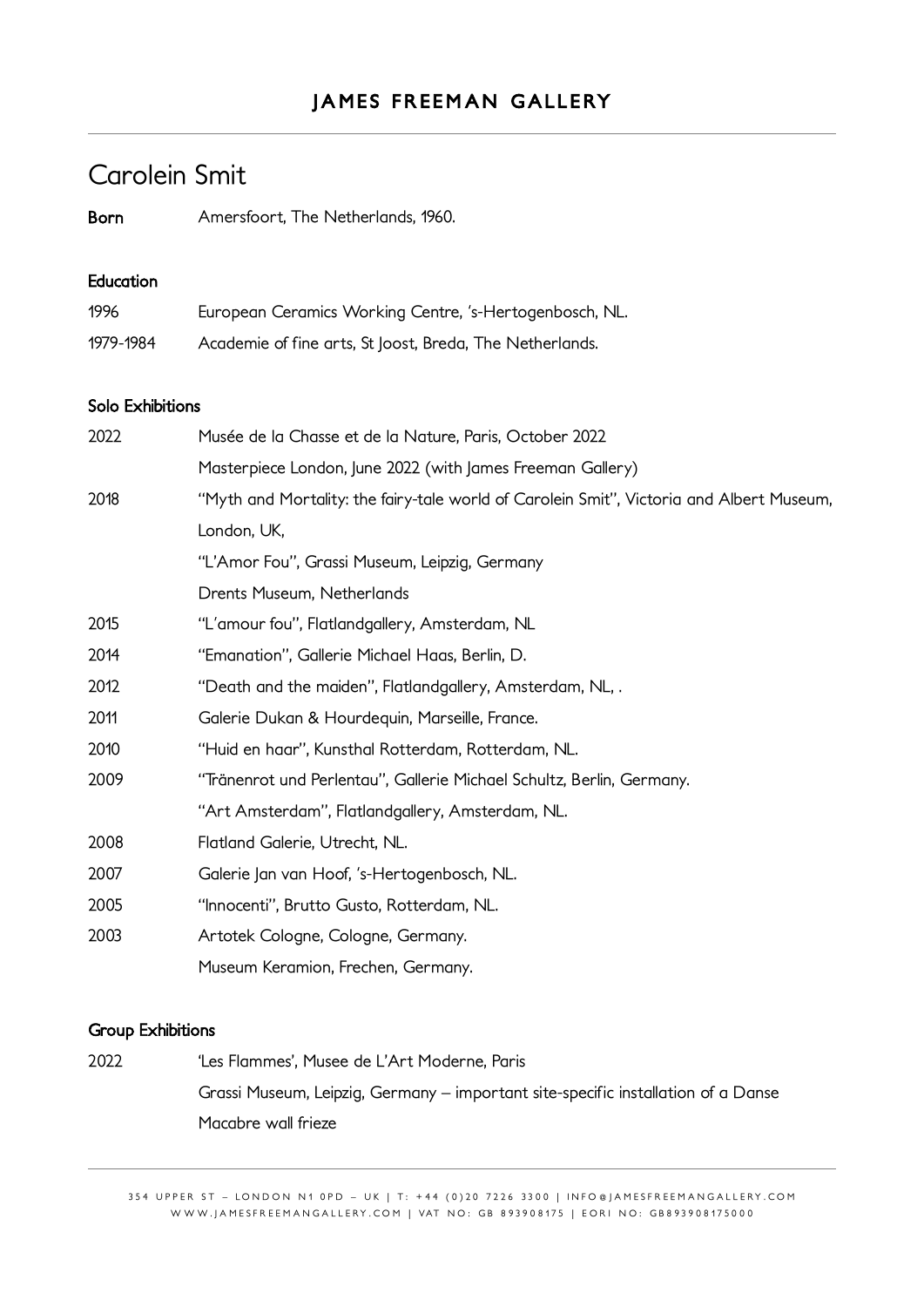# Carolein Smit

**Born** Amersfoort, The Netherlands, 1960.

## Education

| | |
|---|---|
| 1996 | European Ceramics Working Centre, 's-Hertogenbosch, NL. |
| 1979-1984 | Academie of fine arts, St Joost, Breda, The Netherlands. |

## Solo Exhibitions

| | |
|---|---|
| 2022 | Musée de la Chasse et de la Nature, Paris, October 2022 |
| | Masterpiece London, June 2022 (with James Freeman Gallery) |
| 2018 | "Myth and Mortality: the fairy-tale world of Carolein Smit", Victoria and Albert Museum, London, UK, |
| | "L'Amor Fou", Grassi Museum, Leipzig, Germany |
| | Drents Museum, Netherlands |
| 2015 | "L'amour fou", Flatlandgallery, Amsterdam, NL |
| 2014 | "Emanation", Gallerie Michael Haas, Berlin, D. |
| 2012 | "Death and the maiden", Flatlandgallery, Amsterdam, NL, . |
| 2011 | Galerie Dukan & Hourdequin, Marseille, France. |
| 2010 | "Huid en haar", Kunsthal Rotterdam, Rotterdam, NL. |
| 2009 | "Tränenrot und Perlentau", Gallerie Michael Schultz, Berlin, Germany. |
| | "Art Amsterdam", Flatlandgallery, Amsterdam, NL. |
| 2008 | Flatland Galerie, Utrecht, NL. |
| 2007 | Galerie Jan van Hoof, 's-Hertogenbosch, NL. |
| 2005 | "Innocenti", Brutto Gusto, Rotterdam, NL. |
| 2003 | Artotek Cologne, Cologne, Germany. |
| | Museum Keramion, Frechen, Germany. |

## Group Exhibitions

| | |
|---|---|
| 2022 | 'Les Flammes', Musee de L'Art Moderne, Paris |
| | Grassi Museum, Leipzig, Germany – important site-specific installation of a Danse Macabre wall frieze |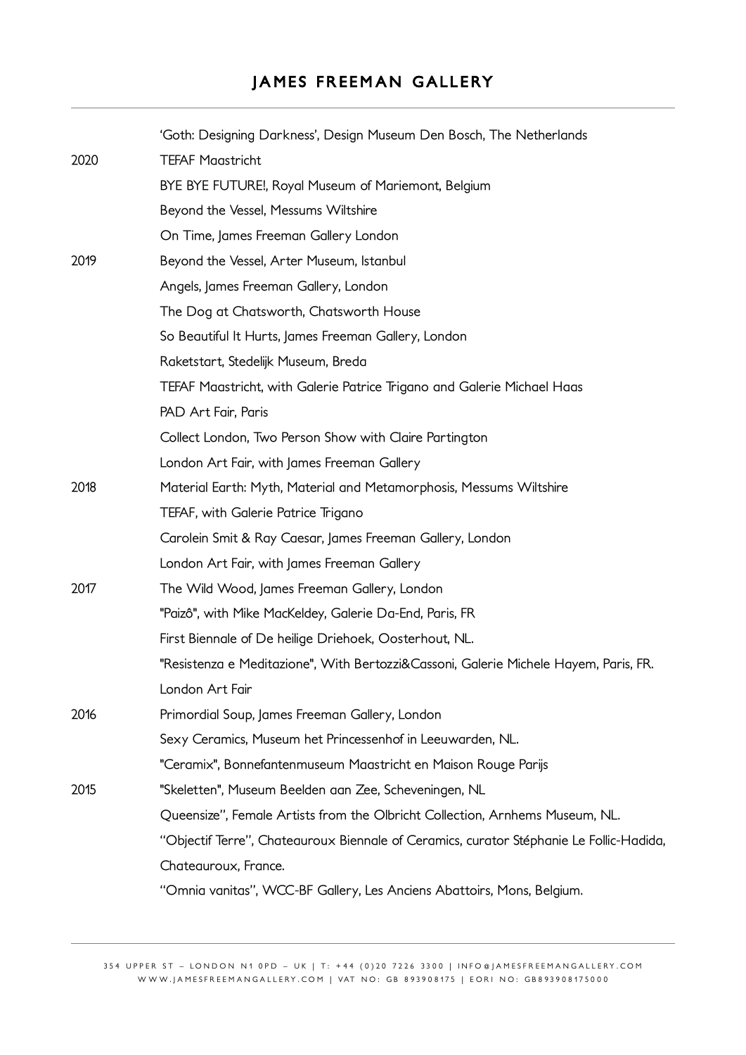| | |
|---|---|
| | 'Goth: Designing Darkness', Design Museum Den Bosch, The Netherlands |
| 2020 | TEFAF Maastricht |
| | BYE BYE FUTURE!, Royal Museum of Mariemont, Belgium |
| | Beyond the Vessel, Messums Wiltshire |
| | On Time, James Freeman Gallery London |
| 2019 | Beyond the Vessel, Arter Museum, Istanbul |
| | Angels, James Freeman Gallery, London |
| | The Dog at Chatsworth, Chatsworth House |
| | So Beautiful It Hurts, James Freeman Gallery, London |
| | Raketstart, Stedelijk Museum, Breda |
| | TEFAF Maastricht, with Galerie Patrice Trigano and Galerie Michael Haas |
| | PAD Art Fair, Paris |
| | Collect London, Two Person Show with Claire Partington |
| | London Art Fair, with James Freeman Gallery |
| 2018 | Material Earth: Myth, Material and Metamorphosis, Messums Wiltshire |
| | TEFAF, with Galerie Patrice Trigano |
| | Carolein Smit & Ray Caesar, James Freeman Gallery, London |
| | London Art Fair, with James Freeman Gallery |
| 2017 | The Wild Wood, James Freeman Gallery, London |
| | "Paizô", with Mike MacKeldey, Galerie Da-End, Paris, FR |
| | First Biennale of De heilige Driehoek, Oosterhout, NL. |
| | "Resistenza e Meditazione", With Bertozzi&Cassoni, Galerie Michele Hayem, Paris, FR. |
| | London Art Fair |
| 2016 | Primordial Soup, James Freeman Gallery, London |
| | Sexy Ceramics, Museum het Princessenhof in Leeuwarden, NL. |
| | "Ceramix", Bonnefantenmuseum Maastricht en Maison Rouge Parijs |
| 2015 | "Skeletten", Museum Beelden aan Zee, Scheveningen, NL |
| | Queensize", Female Artists from the Olbricht Collection, Arnhems Museum, NL. |
| | "Objectif Terre", Chateauroux Biennale of Ceramics, curator Stéphanie Le Follic-Hadida, Chateauroux, France. |
| | "Omnia vanitas", WCC-BF Gallery, Les Anciens Abattoirs, Mons, Belgium. |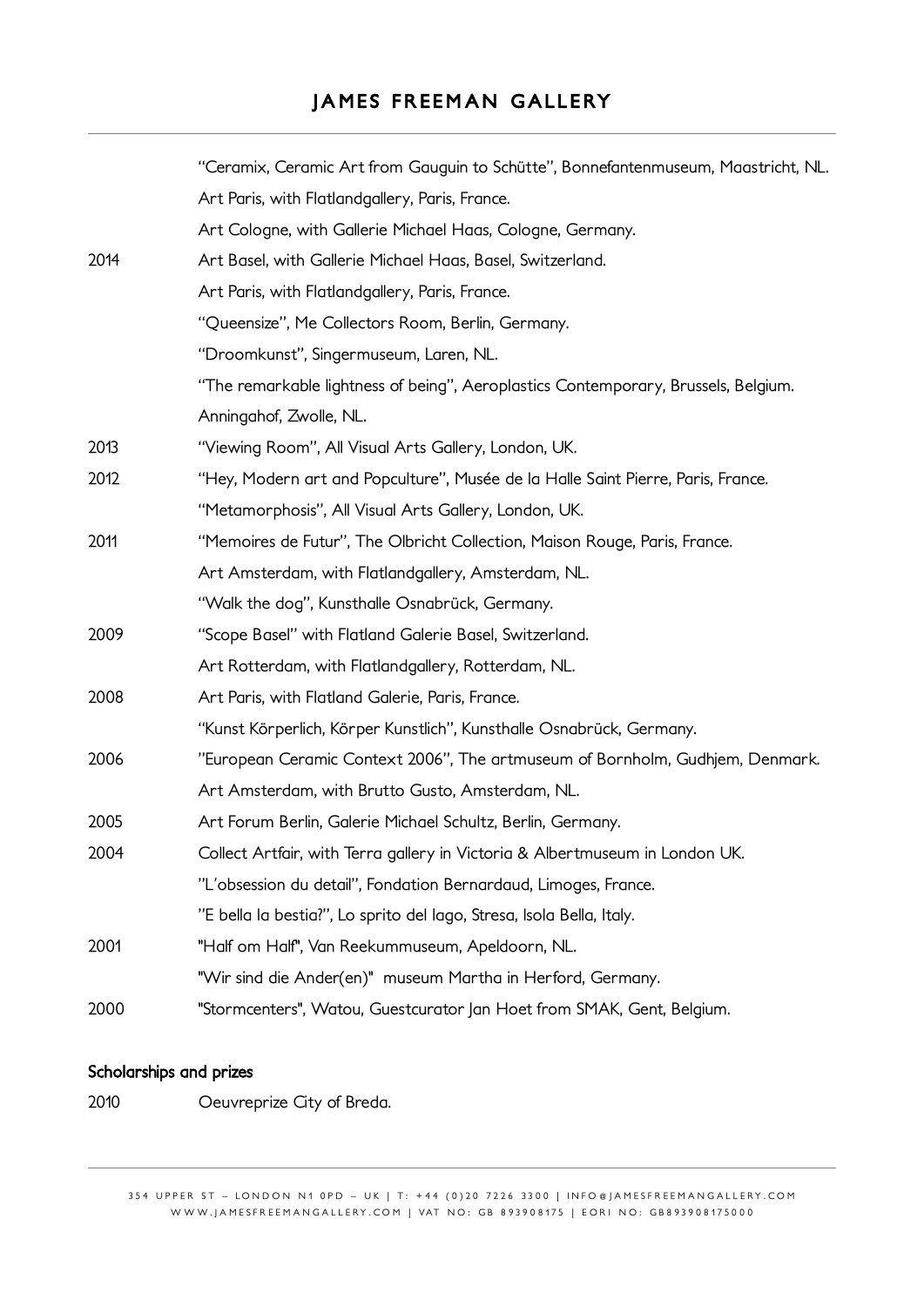| | |
|---|---|
| | “Ceramix, Ceramic Art from Gauguin to Schütte”, Bonnefantenmuseum, Maastricht, NL. |
| | Art Paris, with Flatlandgallery, Paris, France. |
| | Art Cologne, with Gallerie Michael Haas, Cologne, Germany. |
| 2014 | Art Basel, with Gallerie Michael Haas, Basel, Switzerland. |
| | Art Paris, with Flatlandgallery, Paris, France. |
| | “Queensize”, Me Collectors Room, Berlin, Germany. |
| | “Droomkunst”, Singermuseum, Laren, NL. |
| | “The remarkable lightness of being”, Aeroplastics Contemporary, Brussels, Belgium. |
| | Anningahof, Zwolle, NL. |
| 2013 | “Viewing Room”, All Visual Arts Gallery, London, UK. |
| 2012 | “Hey, Modern art and Popculture”, Musée de la Halle Saint Pierre, Paris, France. |
| | “Metamorphosis”, All Visual Arts Gallery, London, UK. |
| 2011 | “Memoires de Futur”, The Olbricht Collection, Maison Rouge, Paris, France. |
| | Art Amsterdam, with Flatlandgallery, Amsterdam, NL. |
| | “Walk the dog”, Kunsthalle Osnabrück, Germany. |
| 2009 | “Scope Basel” with Flatland Galerie Basel, Switzerland. |
| | Art Rotterdam, with Flatlandgallery, Rotterdam, NL. |
| 2008 | Art Paris, with Flatland Galerie, Paris, France. |
| | “Kunst Körperlich, Körper Kunstlich”, Kunsthalle Osnabrück, Germany. |
| 2006 | ”European Ceramic Context 2006”, The artmuseum of Bornholm, Gudhjem, Denmark. |
| | Art Amsterdam, with Brutto Gusto, Amsterdam, NL. |
| 2005 | Art Forum Berlin, Galerie Michael Schultz, Berlin, Germany. |
| 2004 | Collect Artfair, with Terra gallery in Victoria & Albertmuseum in London UK. |
| | ”L’obsession du detail”, Fondation Bernardaud, Limoges, France. |
| | ”E bella la bestia?”, Lo sprito del lago, Stresa, Isola Bella, Italy. |
| 2001 | "Half om Half", Van Reekummuseum, Apeldoorn, NL. |
| | "Wir sind die Ander(en)" museum Martha in Herford, Germany. |
| 2000 | "Stormcenters", Watou, Guestcurator Jan Hoet from SMAK, Gent, Belgium. |

## Scholarships and prizes

| | |
|---|---|
| 2010 | Oeuvreprize City of Breda. |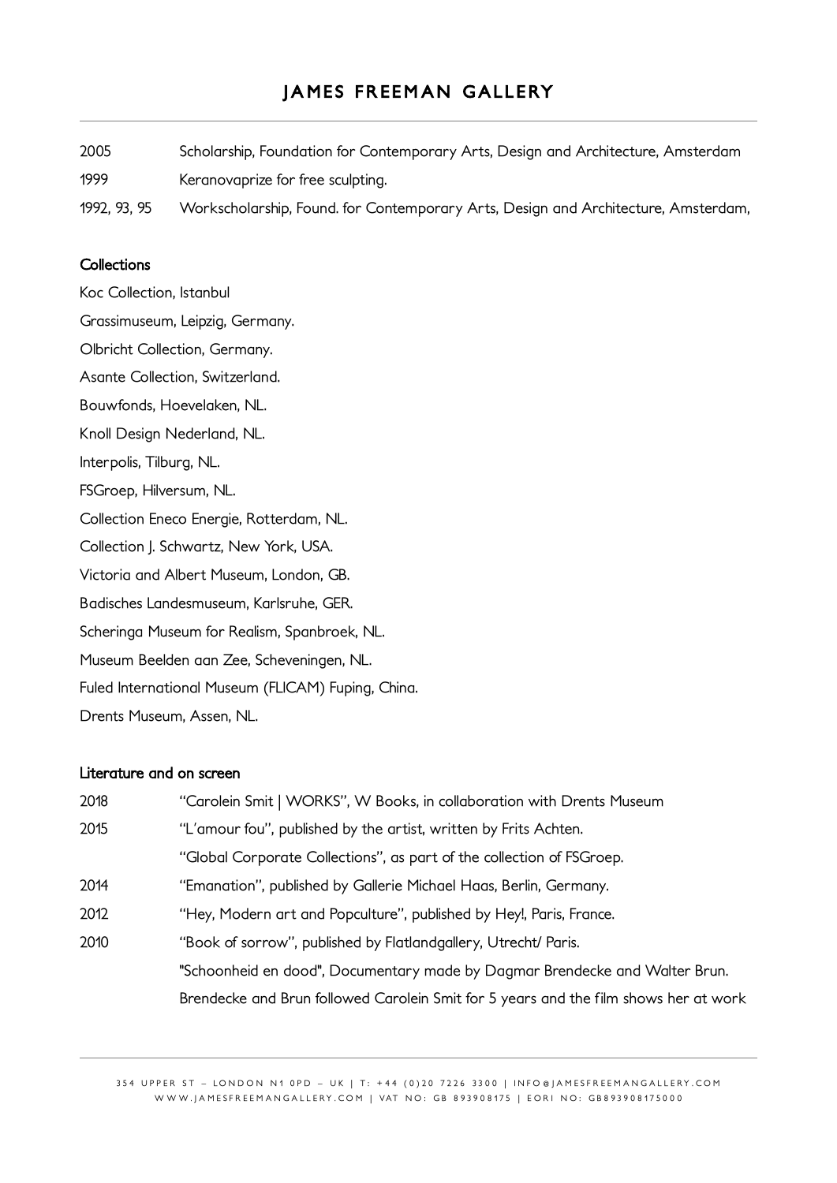| | |
|---|---|
| 2005 | Scholarship, Foundation for Contemporary Arts, Design and Architecture, Amsterdam |
| 1999 | Keranovaprize for free sculpting. |
| 1992, 93, 95 | Workscholarship, Found. for Contemporary Arts, Design and Architecture, Amsterdam, |

## Collections

Koc Collection, Istanbul

Grassimuseum, Leipzig, Germany.

Olbricht Collection, Germany.

Asante Collection, Switzerland.

Bouwfonds, Hoevelaken, NL.

Knoll Design Nederland, NL.

Interpolis, Tilburg, NL.

FSGroep, Hilversum, NL.

Collection Eneco Energie, Rotterdam, NL.

Collection J. Schwartz, New York, USA.

Victoria and Albert Museum, London, GB.

Badisches Landesmuseum, Karlsruhe, GER.

Scheringa Museum for Realism, Spanbroek, NL.

Museum Beelden aan Zee, Scheveningen, NL.

Fuled International Museum (FLICAM) Fuping, China.

Drents Museum, Assen, NL.

## Literature and on screen

| | |
|---|---|
| 2018 | "Carolein Smit \| WORKS", W Books, in collaboration with Drents Museum |
| 2015 | "L'amour fou", published by the artist, written by Frits Achten. |
| | "Global Corporate Collections", as part of the collection of FSGroep. |
| 2014 | "Emanation", published by Gallerie Michael Haas, Berlin, Germany. |
| 2012 | "Hey, Modern art and Popculture", published by Hey!, Paris, France. |
| 2010 | "Book of sorrow", published by Flatlandgallery, Utrecht/ Paris. |
| | "Schoonheid en dood", Documentary made by Dagmar Brendecke and Walter Brun. |
| | Brendecke and Brun followed Carolein Smit for 5 years and the film shows her at work |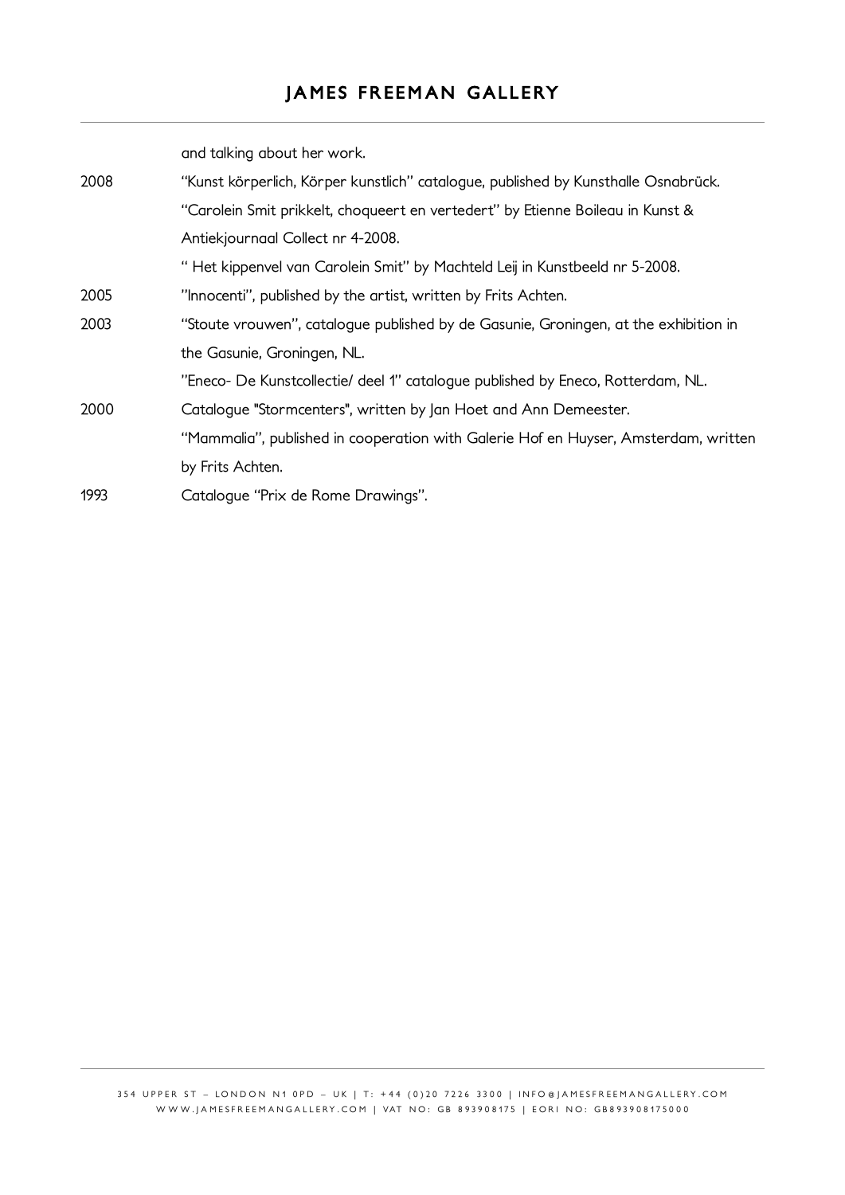and talking about her work.

2008 "Kunst körperlich, Körper kunstlich" catalogue, published by Kunsthalle Osnabrück.

"Carolein Smit prikkelt, choqueert en vertedert" by Etienne Boileau in Kunst & Antiekjournaal Collect nr 4-2008.

" Het kippenvel van Carolein Smit" by Machteld Leij in Kunstbeeld nr 5-2008.

2005 "Innocenti", published by the artist, written by Frits Achten.

2003 "Stoute vrouwen", catalogue published by de Gasunie, Groningen, at the exhibition in the Gasunie, Groningen, NL.

"Eneco- De Kunstcollectie/ deel 1" catalogue published by Eneco, Rotterdam, NL.

2000 Catalogue "Stormcenters", written by Jan Hoet and Ann Demeester.

"Mammalia", published in cooperation with Galerie Hof en Huyser, Amsterdam, written by Frits Achten.

1993 Catalogue "Prix de Rome Drawings".